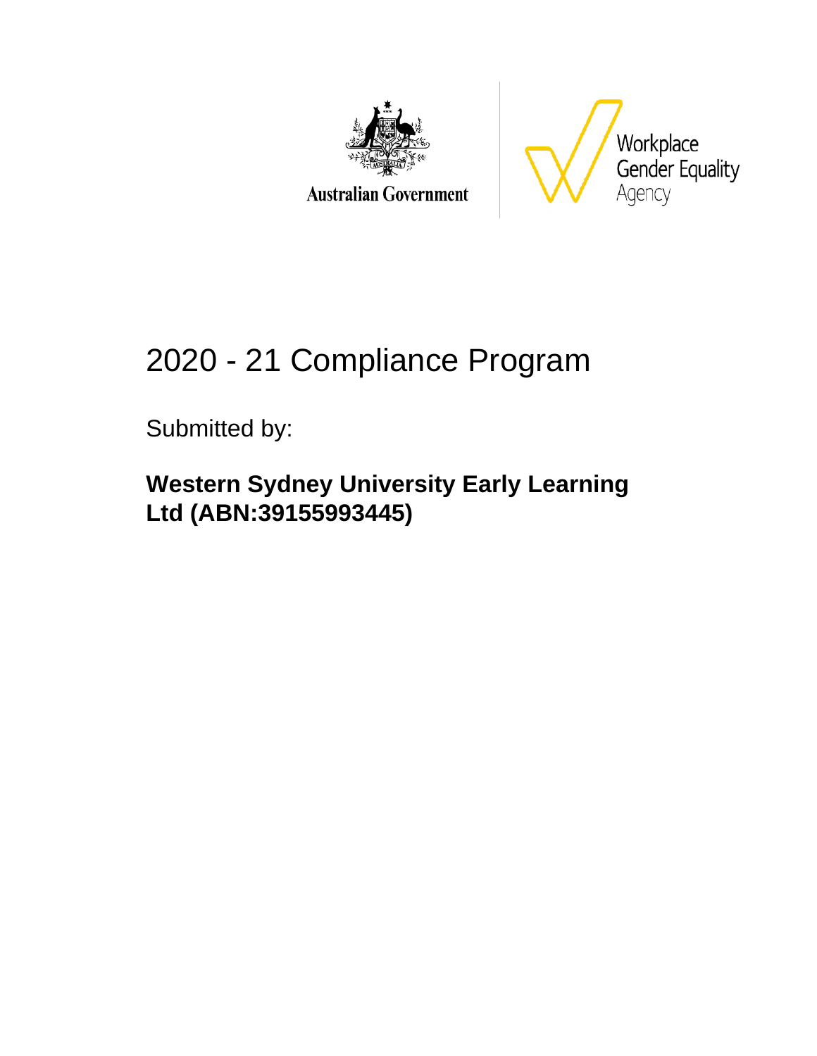Australian Government

Workplace Gender Equality Agency

# 2020 - 21 Compliance Program

Submitted by:

**Western Sydney University Early Learning Ltd (ABN:39155993445)**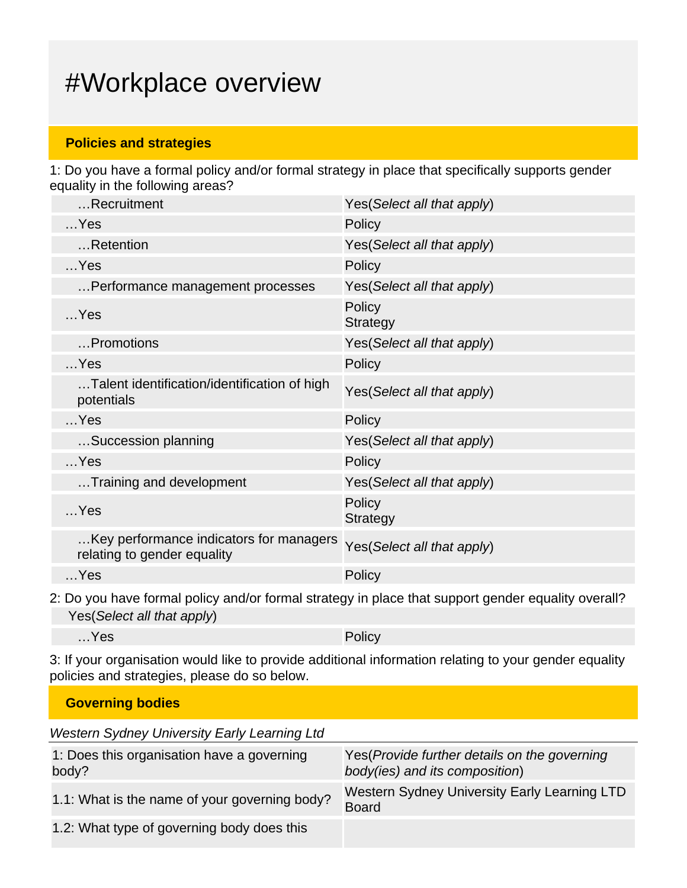# #Workplace overview

## Policies and strategies

1: Do you have a formal policy and/or formal strategy in place that specifically supports gender equality in the following areas?

| | |
|---|---|
| …Recruitment | Yes(*Select all that apply*) |
| …Yes | Policy |
| …Retention | Yes(*Select all that apply*) |
| …Yes | Policy |
| …Performance management processes | Yes(*Select all that apply*) |
| …Yes | Policy<br>Strategy |
| …Promotions | Yes(*Select all that apply*) |
| …Yes | Policy |
| …Talent identification/identification of high potentials | Yes(*Select all that apply*) |
| …Yes | Policy |
| …Succession planning | Yes(*Select all that apply*) |
| …Yes | Policy |
| …Training and development | Yes(*Select all that apply*) |
| …Yes | Policy<br>Strategy |
| …Key performance indicators for managers relating to gender equality | Yes(*Select all that apply*) |
| …Yes | Policy |

2: Do you have formal policy and/or formal strategy in place that support gender equality overall?

| | |
|---|---|
| Yes(*Select all that apply*) | |
| …Yes | Policy |

3: If your organisation would like to provide additional information relating to your gender equality policies and strategies, please do so below.

## Governing bodies

*Western Sydney University Early Learning Ltd*

| | |
|---|---|
| 1: Does this organisation have a governing body? | Yes(*Provide further details on the governing body(ies) and its composition*) |
| 1.1: What is the name of your governing body? | Western Sydney University Early Learning LTD Board |
| 1.2: What type of governing body does this | |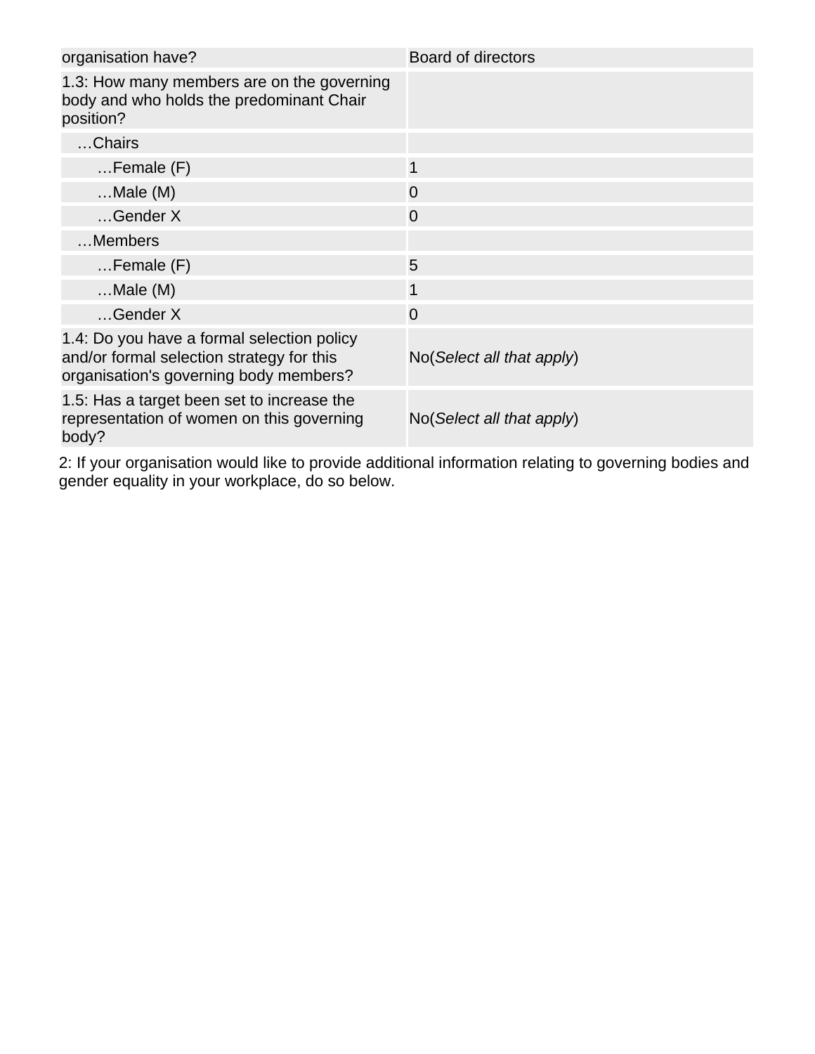| | |
|---|---|
| organisation have? | Board of directors |
| 1.3: How many members are on the governing body and who holds the predominant Chair position? | |
| …Chairs | |
| …Female (F) | 1 |
| …Male (M) | 0 |
| …Gender X | 0 |
| …Members | |
| …Female (F) | 5 |
| …Male (M) | 1 |
| …Gender X | 0 |
| 1.4: Do you have a formal selection policy and/or formal selection strategy for this organisation's governing body members? | No(*Select all that apply*) |
| 1.5: Has a target been set to increase the representation of women on this governing body? | No(*Select all that apply*) |

2: If your organisation would like to provide additional information relating to governing bodies and gender equality in your workplace, do so below.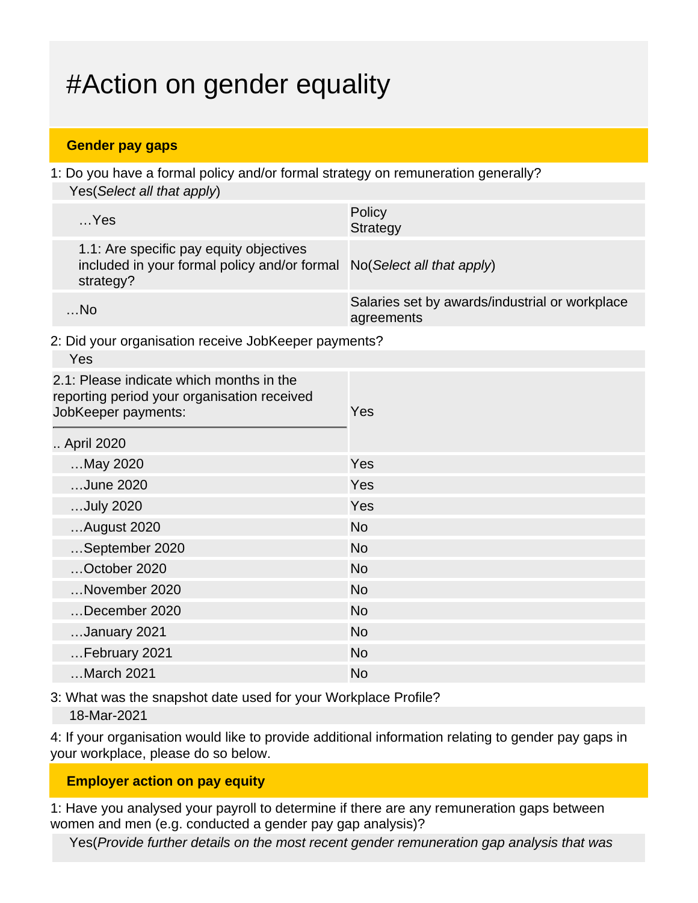# #Action on gender equality

## Gender pay gaps

1: Do you have a formal policy and/or formal strategy on remuneration generally?

Yes(*Select all that apply*)

| | |
|---|---|
| …Yes | Policy<br>Strategy |
| 1.1: Are specific pay equity objectives included in your formal policy and/or formal strategy? | No(*Select all that apply*) |
| …No | Salaries set by awards/industrial or workplace agreements |

2: Did your organisation receive JobKeeper payments?

Yes

| 2.1: Please indicate which months in the reporting period your organisation received JobKeeper payments: | |
|---|---|
| .. April 2020 | Yes |
| …May 2020 | Yes |
| …June 2020 | Yes |
| …July 2020 | Yes |
| …August 2020 | No |
| …September 2020 | No |
| …October 2020 | No |
| …November 2020 | No |
| …December 2020 | No |
| …January 2021 | No |
| …February 2021 | No |
| …March 2021 | No |

3: What was the snapshot date used for your Workplace Profile?

18-Mar-2021

4: If your organisation would like to provide additional information relating to gender pay gaps in your workplace, please do so below.

## Employer action on pay equity

1: Have you analysed your payroll to determine if there are any remuneration gaps between women and men (e.g. conducted a gender pay gap analysis)?

Yes(*Provide further details on the most recent gender remuneration gap analysis that was*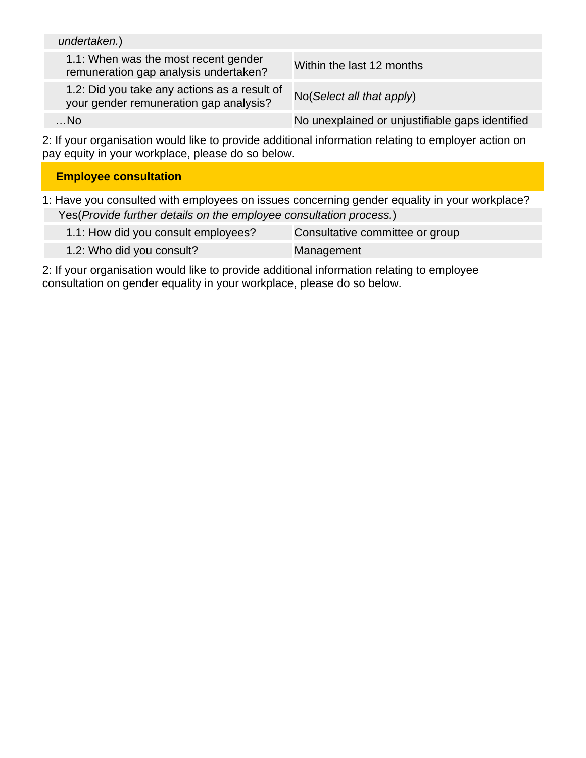*undertaken.*)

| | |
|---|---|
| 1.1: When was the most recent gender remuneration gap analysis undertaken? | Within the last 12 months |
| 1.2: Did you take any actions as a result of your gender remuneration gap analysis? | No(*Select all that apply*) |
| …No | No unexplained or unjustifiable gaps identified |

2: If your organisation would like to provide additional information relating to employer action on pay equity in your workplace, please do so below.

## Employee consultation

1: Have you consulted with employees on issues concerning gender equality in your workplace?

Yes(*Provide further details on the employee consultation process.*)

| | |
|---|---|
| 1.1: How did you consult employees? | Consultative committee or group |
| 1.2: Who did you consult? | Management |

2: If your organisation would like to provide additional information relating to employee consultation on gender equality in your workplace, please do so below.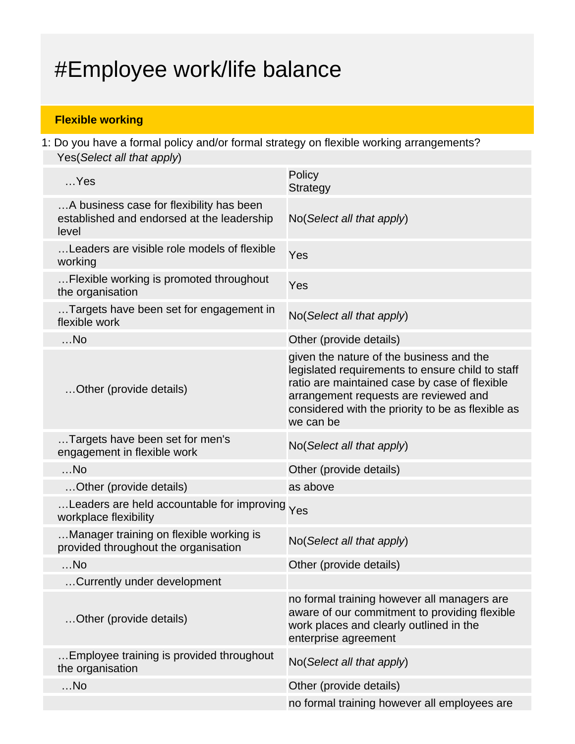# #Employee work/life balance

**Flexible working**

1: Do you have a formal policy and/or formal strategy on flexible working arrangements?

Yes(*Select all that apply*)

| | |
|---|---|
| …Yes | Policy<br>Strategy |
| …A business case for flexibility has been established and endorsed at the leadership level | No(*Select all that apply*) |
| …Leaders are visible role models of flexible working | Yes |
| …Flexible working is promoted throughout the organisation | Yes |
| …Targets have been set for engagement in flexible work | No(*Select all that apply*) |
| …No | Other (provide details) |
| …Other (provide details) | given the nature of the business and the legislated requirements to ensure child to staff ratio are maintained case by case of flexible arrangement requests are reviewed and considered with the priority to be as flexible as we can be |
| …Targets have been set for men's engagement in flexible work | No(*Select all that apply*) |
| …No | Other (provide details) |
| …Other (provide details) | as above |
| …Leaders are held accountable for improving workplace flexibility | Yes |
| …Manager training on flexible working is provided throughout the organisation | No(*Select all that apply*) |
| …No | Other (provide details) |
| …Currently under development | |
| …Other (provide details) | no formal training however all managers are aware of our commitment to providing flexible work places and clearly outlined in the enterprise agreement |
| …Employee training is provided throughout the organisation | No(*Select all that apply*) |
| …No | Other (provide details) |
| | no formal training however all employees are |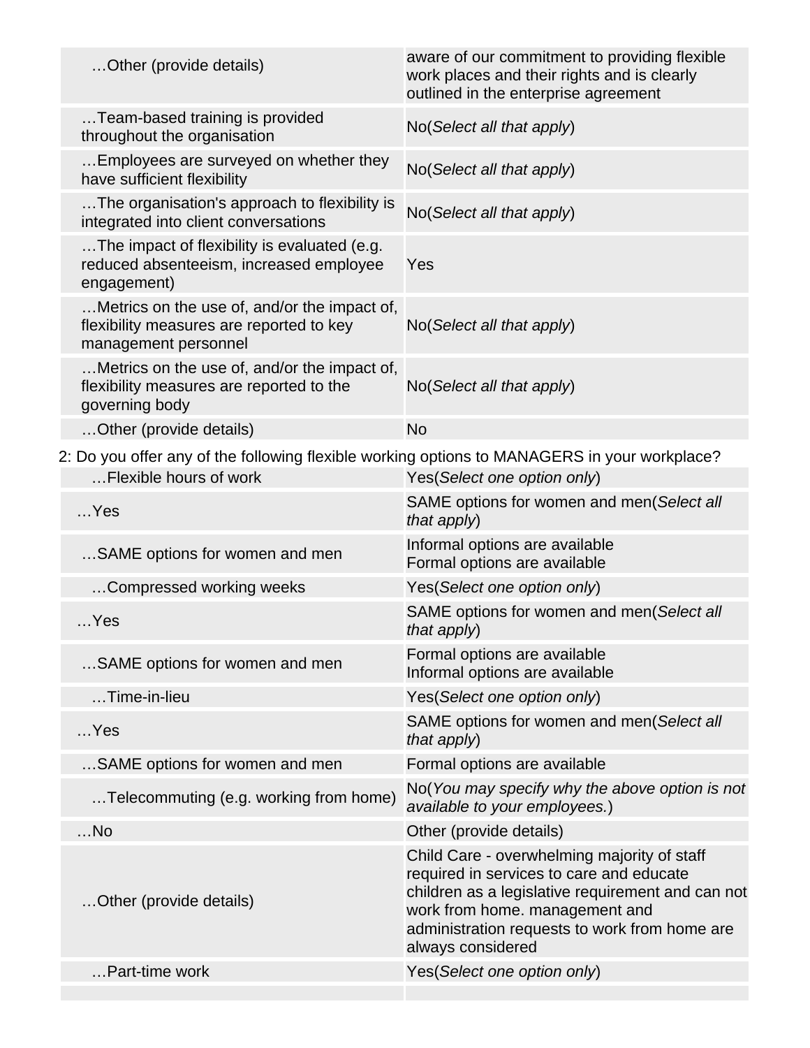| | |
|---|---|
| …Other (provide details) | aware of our commitment to providing flexible work places and their rights and is clearly outlined in the enterprise agreement |
| …Team-based training is provided throughout the organisation | No(*Select all that apply*) |
| …Employees are surveyed on whether they have sufficient flexibility | No(*Select all that apply*) |
| …The organisation's approach to flexibility is integrated into client conversations | No(*Select all that apply*) |
| …The impact of flexibility is evaluated (e.g. reduced absenteeism, increased employee engagement) | Yes |
| …Metrics on the use of, and/or the impact of, flexibility measures are reported to key management personnel | No(*Select all that apply*) |
| …Metrics on the use of, and/or the impact of, flexibility measures are reported to the governing body | No(*Select all that apply*) |
| …Other (provide details) | No |

2: Do you offer any of the following flexible working options to MANAGERS in your workplace?

| | |
|---|---|
| …Flexible hours of work | Yes(*Select one option only*) |
| …Yes | SAME options for women and men(*Select all that apply*) |
| …SAME options for women and men | Informal options are available<br>Formal options are available |
| …Compressed working weeks | Yes(*Select one option only*) |
| …Yes | SAME options for women and men(*Select all that apply*) |
| …SAME options for women and men | Formal options are available<br>Informal options are available |
| …Time-in-lieu | Yes(*Select one option only*) |
| …Yes | SAME options for women and men(*Select all that apply*) |
| …SAME options for women and men | Formal options are available |
| …Telecommuting (e.g. working from home) | No(*You may specify why the above option is not available to your employees.*) |
| …No | Other (provide details) |
| …Other (provide details) | Child Care - overwhelming majority of staff required in services to care and educate children as a legislative requirement and can not work from home. management and administration requests to work from home are always considered |
| …Part-time work | Yes(*Select one option only*) |
| | |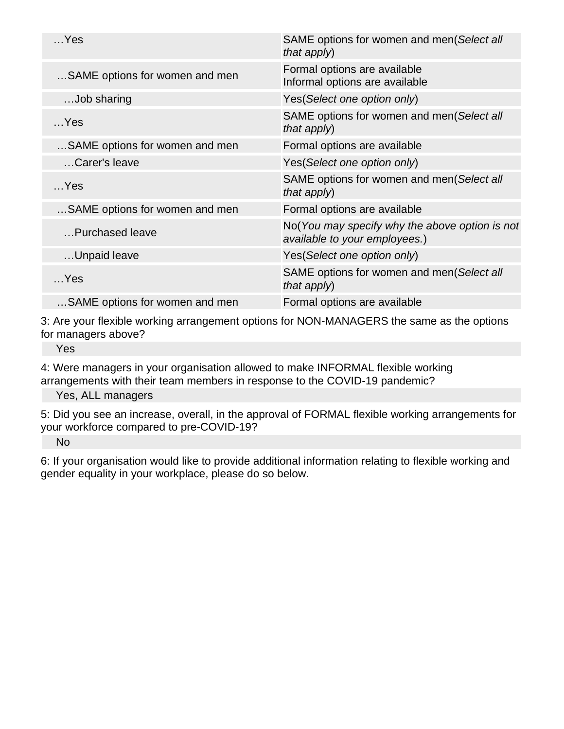| | |
|---|---|
| …Yes | SAME options for women and men(*Select all that apply*) |
| …SAME options for women and men | Formal options are available<br>Informal options are available |
| …Job sharing | Yes(*Select one option only*) |
| …Yes | SAME options for women and men(*Select all that apply*) |
| …SAME options for women and men | Formal options are available |
| …Carer's leave | Yes(*Select one option only*) |
| …Yes | SAME options for women and men(*Select all that apply*) |
| …SAME options for women and men | Formal options are available |
| …Purchased leave | No(*You may specify why the above option is not available to your employees.*) |
| …Unpaid leave | Yes(*Select one option only*) |
| …Yes | SAME options for women and men(*Select all that apply*) |
| …SAME options for women and men | Formal options are available |

3: Are your flexible working arrangement options for NON-MANAGERS the same as the options for managers above?

Yes

4: Were managers in your organisation allowed to make INFORMAL flexible working arrangements with their team members in response to the COVID-19 pandemic?

Yes, ALL managers

5: Did you see an increase, overall, in the approval of FORMAL flexible working arrangements for your workforce compared to pre-COVID-19?

No

6: If your organisation would like to provide additional information relating to flexible working and gender equality in your workplace, please do so below.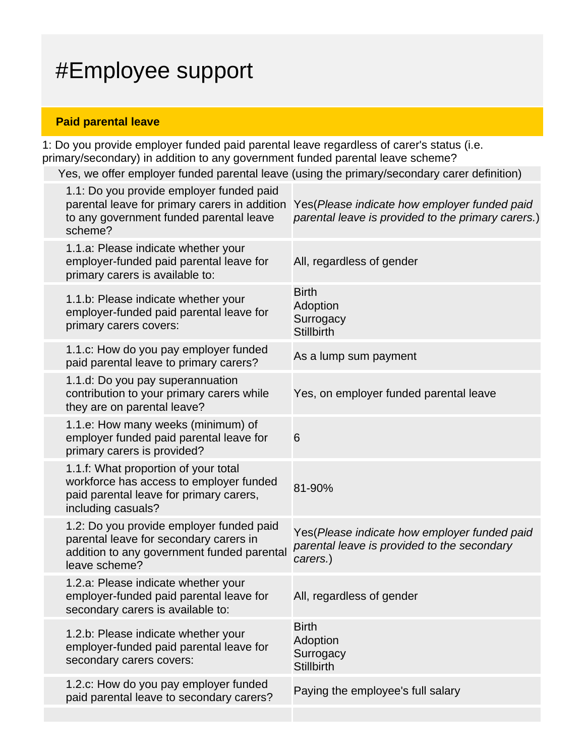# #Employee support

## Paid parental leave

1: Do you provide employer funded paid parental leave regardless of carer's status (i.e. primary/secondary) in addition to any government funded parental leave scheme?

Yes, we offer employer funded parental leave (using the primary/secondary carer definition)

| | |
|---|---|
| 1.1: Do you provide employer funded paid parental leave for primary carers in addition to any government funded parental leave scheme? | Yes(*Please indicate how employer funded paid parental leave is provided to the primary carers.*) |
| 1.1.a: Please indicate whether your employer-funded paid parental leave for primary carers is available to: | All, regardless of gender |
| 1.1.b: Please indicate whether your employer-funded paid parental leave for primary carers covers: | Birth<br>Adoption<br>Surrogacy<br>Stillbirth |
| 1.1.c: How do you pay employer funded paid parental leave to primary carers? | As a lump sum payment |
| 1.1.d: Do you pay superannuation contribution to your primary carers while they are on parental leave? | Yes, on employer funded parental leave |
| 1.1.e: How many weeks (minimum) of employer funded paid parental leave for primary carers is provided? | 6 |
| 1.1.f: What proportion of your total workforce has access to employer funded paid parental leave for primary carers, including casuals? | 81-90% |
| 1.2: Do you provide employer funded paid parental leave for secondary carers in addition to any government funded parental leave scheme? | Yes(*Please indicate how employer funded paid parental leave is provided to the secondary carers.*) |
| 1.2.a: Please indicate whether your employer-funded paid parental leave for secondary carers is available to: | All, regardless of gender |
| 1.2.b: Please indicate whether your employer-funded paid parental leave for secondary carers covers: | Birth<br>Adoption<br>Surrogacy<br>Stillbirth |
| 1.2.c: How do you pay employer funded paid parental leave to secondary carers? | Paying the employee's full salary |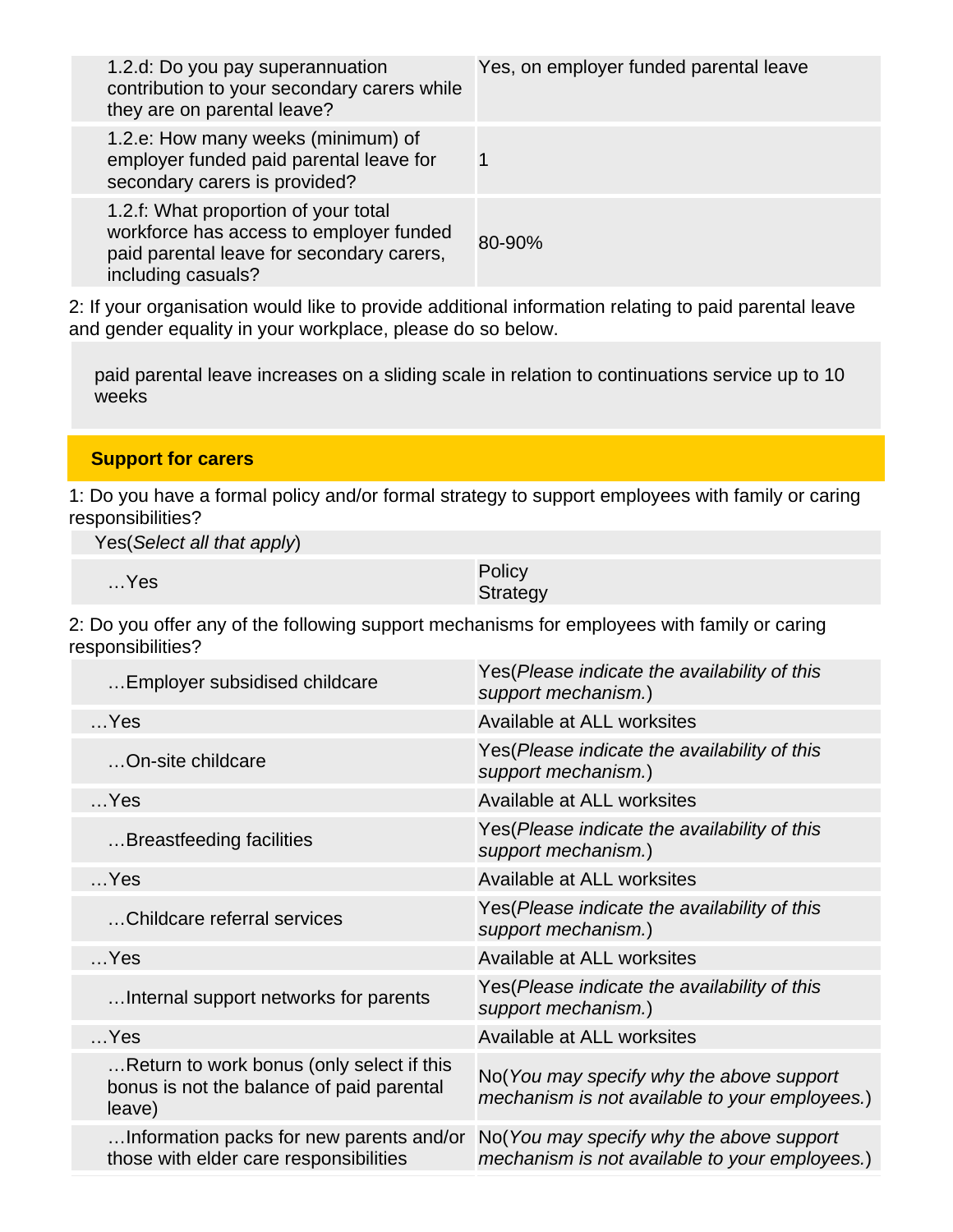| | |
|---|---|
| 1.2.d: Do you pay superannuation contribution to your secondary carers while they are on parental leave? | Yes, on employer funded parental leave |
| 1.2.e: How many weeks (minimum) of employer funded paid parental leave for secondary carers is provided? | 1 |
| 1.2.f: What proportion of your total workforce has access to employer funded paid parental leave for secondary carers, including casuals? | 80-90% |

2: If your organisation would like to provide additional information relating to paid parental leave and gender equality in your workplace, please do so below.

paid parental leave increases on a sliding scale in relation to continuations service up to 10 weeks

## Support for carers

1: Do you have a formal policy and/or formal strategy to support employees with family or caring responsibilities?

Yes(*Select all that apply*)

| | |
|---|---|
| …Yes | Policy<br>Strategy |

2: Do you offer any of the following support mechanisms for employees with family or caring responsibilities?

| | |
|---|---|
| …Employer subsidised childcare | Yes(*Please indicate the availability of this support mechanism.*) |
| …Yes | Available at ALL worksites |
| …On-site childcare | Yes(*Please indicate the availability of this support mechanism.*) |
| …Yes | Available at ALL worksites |
| …Breastfeeding facilities | Yes(*Please indicate the availability of this support mechanism.*) |
| …Yes | Available at ALL worksites |
| …Childcare referral services | Yes(*Please indicate the availability of this support mechanism.*) |
| …Yes | Available at ALL worksites |
| …Internal support networks for parents | Yes(*Please indicate the availability of this support mechanism.*) |
| …Yes | Available at ALL worksites |
| …Return to work bonus (only select if this bonus is not the balance of paid parental leave) | No(*You may specify why the above support mechanism is not available to your employees.*) |
| …Information packs for new parents and/or those with elder care responsibilities | No(*You may specify why the above support mechanism is not available to your employees.*) |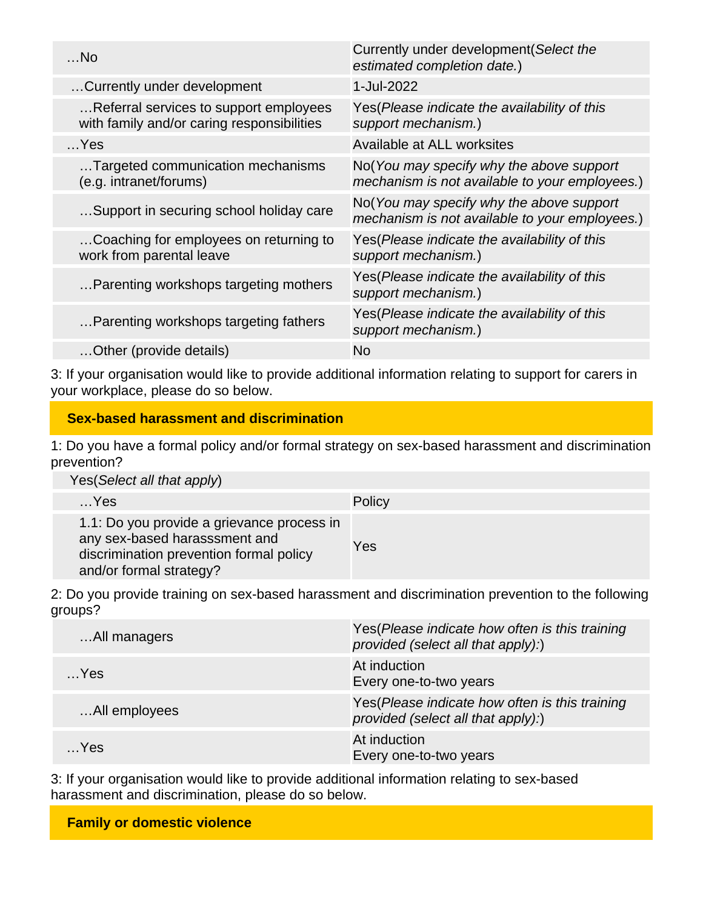| | |
|---|---|
| …No | Currently under development(*Select the estimated completion date.*) |
| …Currently under development | 1-Jul-2022 |
| …Referral services to support employees with family and/or caring responsibilities | Yes(*Please indicate the availability of this support mechanism.*) |
| …Yes | Available at ALL worksites |
| …Targeted communication mechanisms (e.g. intranet/forums) | No(*You may specify why the above support mechanism is not available to your employees.*) |
| …Support in securing school holiday care | No(*You may specify why the above support mechanism is not available to your employees.*) |
| …Coaching for employees on returning to work from parental leave | Yes(*Please indicate the availability of this support mechanism.*) |
| …Parenting workshops targeting mothers | Yes(*Please indicate the availability of this support mechanism.*) |
| …Parenting workshops targeting fathers | Yes(*Please indicate the availability of this support mechanism.*) |
| …Other (provide details) | No |

3: If your organisation would like to provide additional information relating to support for carers in your workplace, please do so below.

## Sex-based harassment and discrimination

1: Do you have a formal policy and/or formal strategy on sex-based harassment and discrimination prevention?

| Yes(*Select all that apply*) | |
|---|---|
| …Yes | Policy |
| 1.1: Do you provide a grievance process in any sex-based harasssment and discrimination prevention formal policy and/or formal strategy? | Yes |

2: Do you provide training on sex-based harassment and discrimination prevention to the following groups?

| | |
|---|---|
| …All managers | Yes(*Please indicate how often is this training provided (select all that apply):*) |
| …Yes | At induction<br>Every one-to-two years |
| …All employees | Yes(*Please indicate how often is this training provided (select all that apply):*) |
| …Yes | At induction<br>Every one-to-two years |

3: If your organisation would like to provide additional information relating to sex-based harassment and discrimination, please do so below.

## Family or domestic violence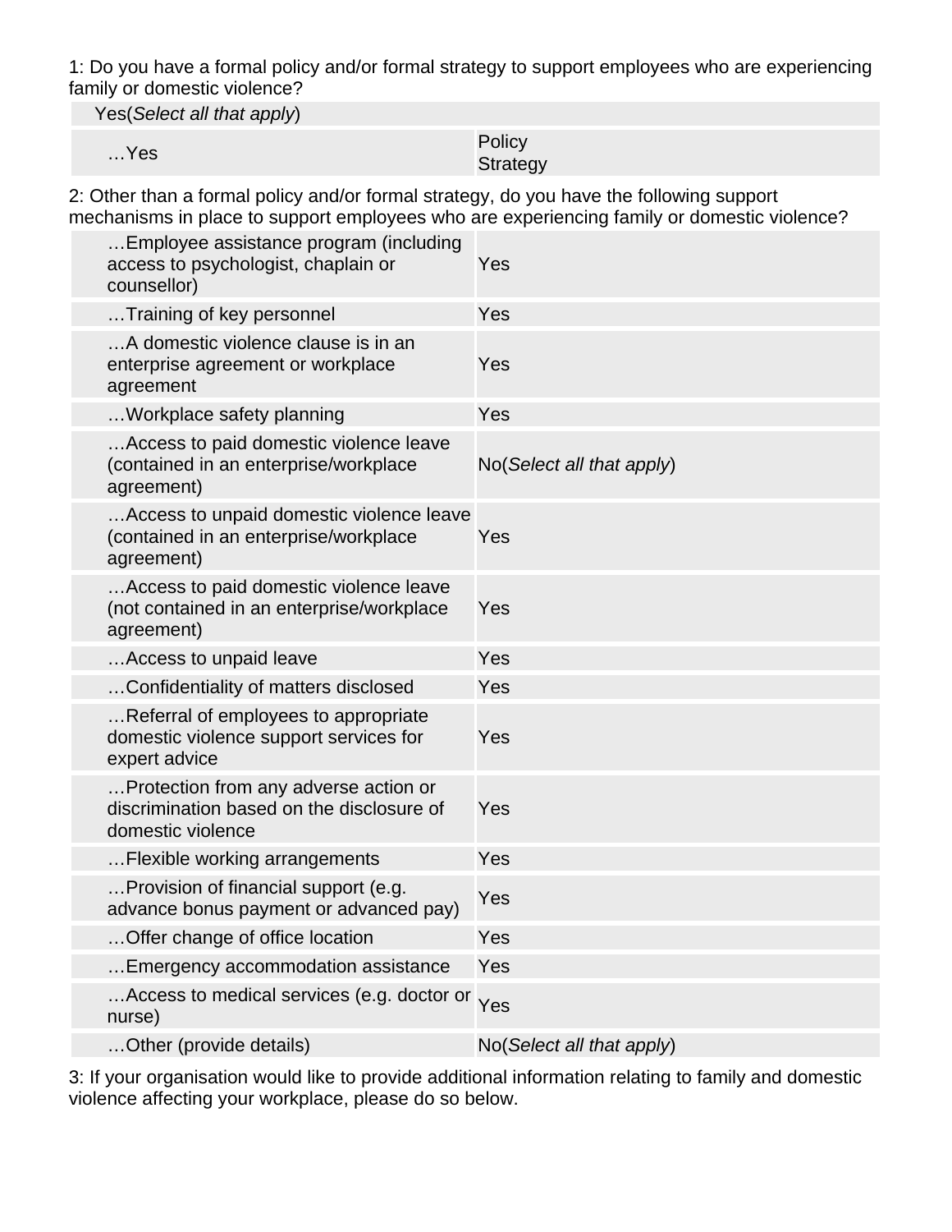1: Do you have a formal policy and/or formal strategy to support employees who are experiencing family or domestic violence?

| | |
|---|---|
| Yes(*Select all that apply*) | |
| …Yes | Policy<br>Strategy |

2: Other than a formal policy and/or formal strategy, do you have the following support mechanisms in place to support employees who are experiencing family or domestic violence?

| | |
|---|---|
| …Employee assistance program (including access to psychologist, chaplain or counsellor) | Yes |
| …Training of key personnel | Yes |
| …A domestic violence clause is in an enterprise agreement or workplace agreement | Yes |
| …Workplace safety planning | Yes |
| …Access to paid domestic violence leave (contained in an enterprise/workplace agreement) | No(*Select all that apply*) |
| …Access to unpaid domestic violence leave (contained in an enterprise/workplace agreement) | Yes |
| …Access to paid domestic violence leave (not contained in an enterprise/workplace agreement) | Yes |
| …Access to unpaid leave | Yes |
| …Confidentiality of matters disclosed | Yes |
| …Referral of employees to appropriate domestic violence support services for expert advice | Yes |
| …Protection from any adverse action or discrimination based on the disclosure of domestic violence | Yes |
| …Flexible working arrangements | Yes |
| …Provision of financial support (e.g. advance bonus payment or advanced pay) | Yes |
| …Offer change of office location | Yes |
| …Emergency accommodation assistance | Yes |
| …Access to medical services (e.g. doctor or nurse) | Yes |
| …Other (provide details) | No(*Select all that apply*) |

3: If your organisation would like to provide additional information relating to family and domestic violence affecting your workplace, please do so below.